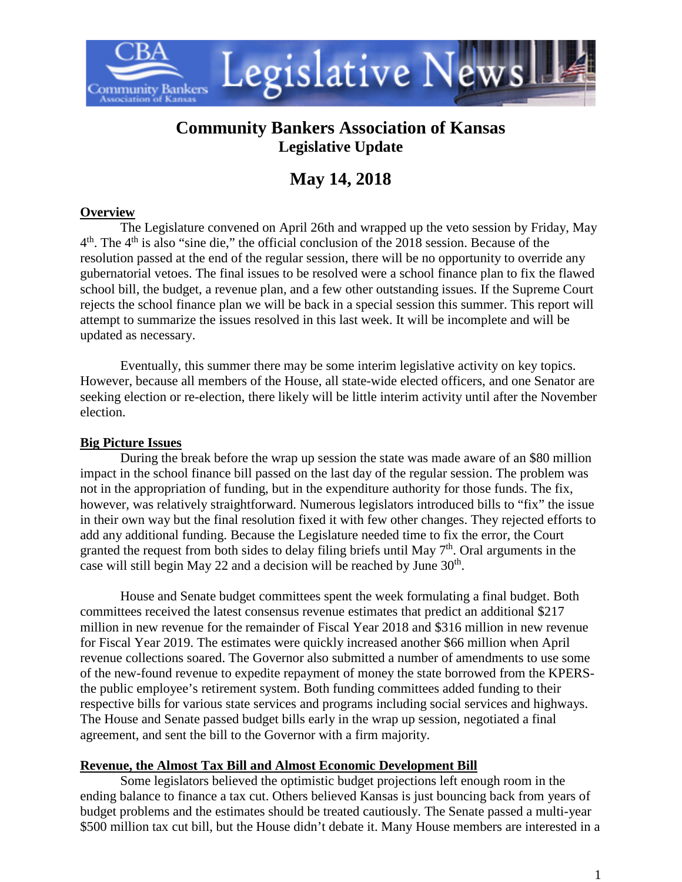# Community Bankers Association of Kansas
## Legislative Update

# May 14, 2018

### Overview

The Legislature convened on April 26th and wrapped up the veto session by Friday, May 4th. The 4th is also "sine die," the official conclusion of the 2018 session. Because of the resolution passed at the end of the regular session, there will be no opportunity to override any gubernatorial vetoes. The final issues to be resolved were a school finance plan to fix the flawed school bill, the budget, a revenue plan, and a few other outstanding issues. If the Supreme Court rejects the school finance plan we will be back in a special session this summer. This report will attempt to summarize the issues resolved in this last week. It will be incomplete and will be updated as necessary.

Eventually, this summer there may be some interim legislative activity on key topics. However, because all members of the House, all state-wide elected officers, and one Senator are seeking election or re-election, there likely will be little interim activity until after the November election.

### Big Picture Issues

During the break before the wrap up session the state was made aware of an $80 million impact in the school finance bill passed on the last day of the regular session. The problem was not in the appropriation of funding, but in the expenditure authority for those funds. The fix, however, was relatively straightforward. Numerous legislators introduced bills to "fix" the issue in their own way but the final resolution fixed it with few other changes. They rejected efforts to add any additional funding. Because the Legislature needed time to fix the error, the Court granted the request from both sides to delay filing briefs until May 7th. Oral arguments in the case will still begin May 22 and a decision will be reached by June 30th.

House and Senate budget committees spent the week formulating a final budget. Both committees received the latest consensus revenue estimates that predict an additional $217 million in new revenue for the remainder of Fiscal Year 2018 and $316 million in new revenue for Fiscal Year 2019. The estimates were quickly increased another $66 million when April revenue collections soared. The Governor also submitted a number of amendments to use some of the new-found revenue to expedite repayment of money the state borrowed from the KPERS-the public employee's retirement system. Both funding committees added funding to their respective bills for various state services and programs including social services and highways. The House and Senate passed budget bills early in the wrap up session, negotiated a final agreement, and sent the bill to the Governor with a firm majority.

### Revenue, the Almost Tax Bill and Almost Economic Development Bill

Some legislators believed the optimistic budget projections left enough room in the ending balance to finance a tax cut. Others believed Kansas is just bouncing back from years of budget problems and the estimates should be treated cautiously. The Senate passed a multi-year $500 million tax cut bill, but the House didn't debate it. Many House members are interested in a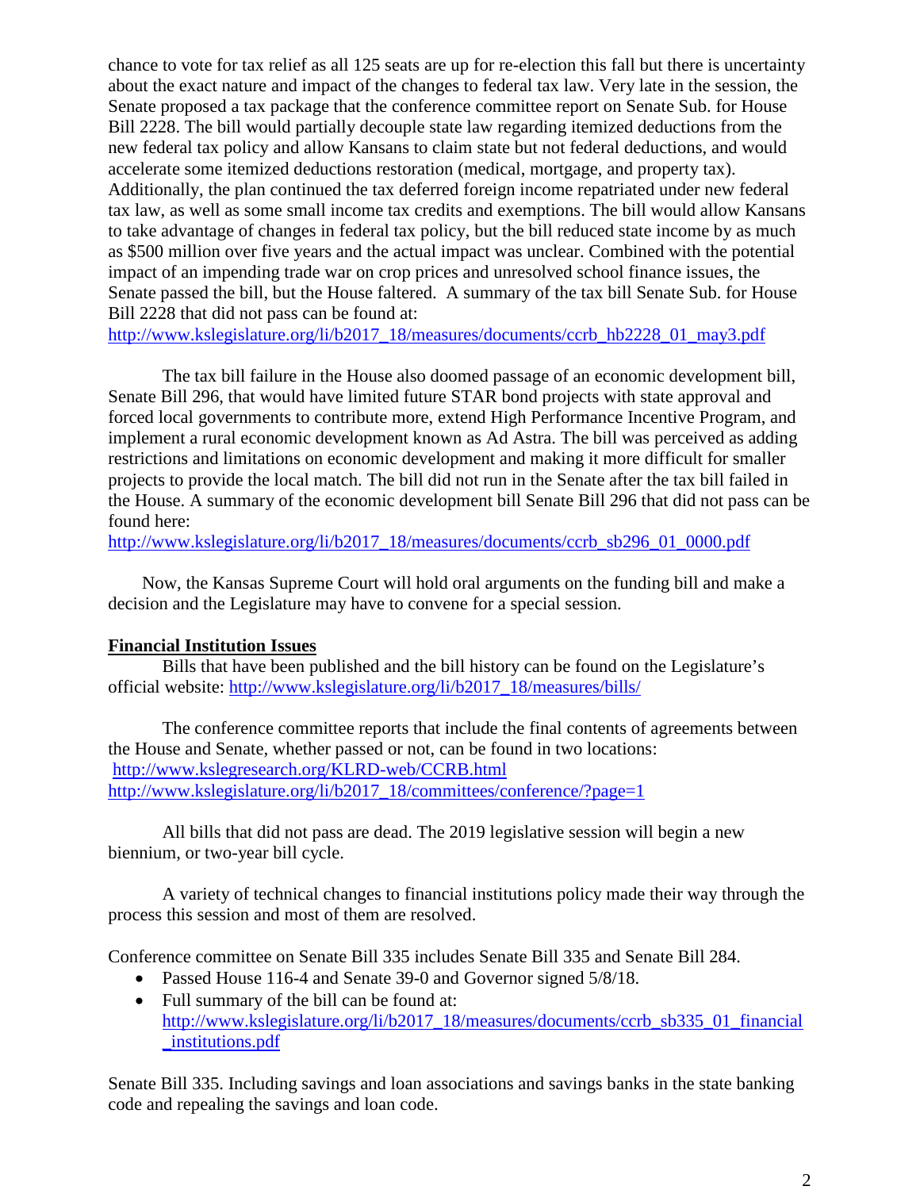chance to vote for tax relief as all 125 seats are up for re-election this fall but there is uncertainty about the exact nature and impact of the changes to federal tax law. Very late in the session, the Senate proposed a tax package that the conference committee report on Senate Sub. for House Bill 2228. The bill would partially decouple state law regarding itemized deductions from the new federal tax policy and allow Kansans to claim state but not federal deductions, and would accelerate some itemized deductions restoration (medical, mortgage, and property tax). Additionally, the plan continued the tax deferred foreign income repatriated under new federal tax law, as well as some small income tax credits and exemptions. The bill would allow Kansans to take advantage of changes in federal tax policy, but the bill reduced state income by as much as $500 million over five years and the actual impact was unclear. Combined with the potential impact of an impending trade war on crop prices and unresolved school finance issues, the Senate passed the bill, but the House faltered. A summary of the tax bill Senate Sub. for House Bill 2228 that did not pass can be found at:
http://www.kslegislature.org/li/b2017_18/measures/documents/ccrb_hb2228_01_may3.pdf

The tax bill failure in the House also doomed passage of an economic development bill, Senate Bill 296, that would have limited future STAR bond projects with state approval and forced local governments to contribute more, extend High Performance Incentive Program, and implement a rural economic development known as Ad Astra. The bill was perceived as adding restrictions and limitations on economic development and making it more difficult for smaller projects to provide the local match. The bill did not run in the Senate after the tax bill failed in the House. A summary of the economic development bill Senate Bill 296 that did not pass can be found here:
http://www.kslegislature.org/li/b2017_18/measures/documents/ccrb_sb296_01_0000.pdf

Now, the Kansas Supreme Court will hold oral arguments on the funding bill and make a decision and the Legislature may have to convene for a special session.

**Financial Institution Issues**

Bills that have been published and the bill history can be found on the Legislature's official website: http://www.kslegislature.org/li/b2017_18/measures/bills/

The conference committee reports that include the final contents of agreements between the House and Senate, whether passed or not, can be found in two locations:
http://www.kslegresearch.org/KLRD-web/CCRB.html
http://www.kslegislature.org/li/b2017_18/committees/conference/?page=1

All bills that did not pass are dead. The 2019 legislative session will begin a new biennium, or two-year bill cycle.

A variety of technical changes to financial institutions policy made their way through the process this session and most of them are resolved.

Conference committee on Senate Bill 335 includes Senate Bill 335 and Senate Bill 284.

- Passed House 116-4 and Senate 39-0 and Governor signed 5/8/18.
- Full summary of the bill can be found at: http://www.kslegislature.org/li/b2017_18/measures/documents/ccrb_sb335_01_financial_institutions.pdf

Senate Bill 335. Including savings and loan associations and savings banks in the state banking code and repealing the savings and loan code.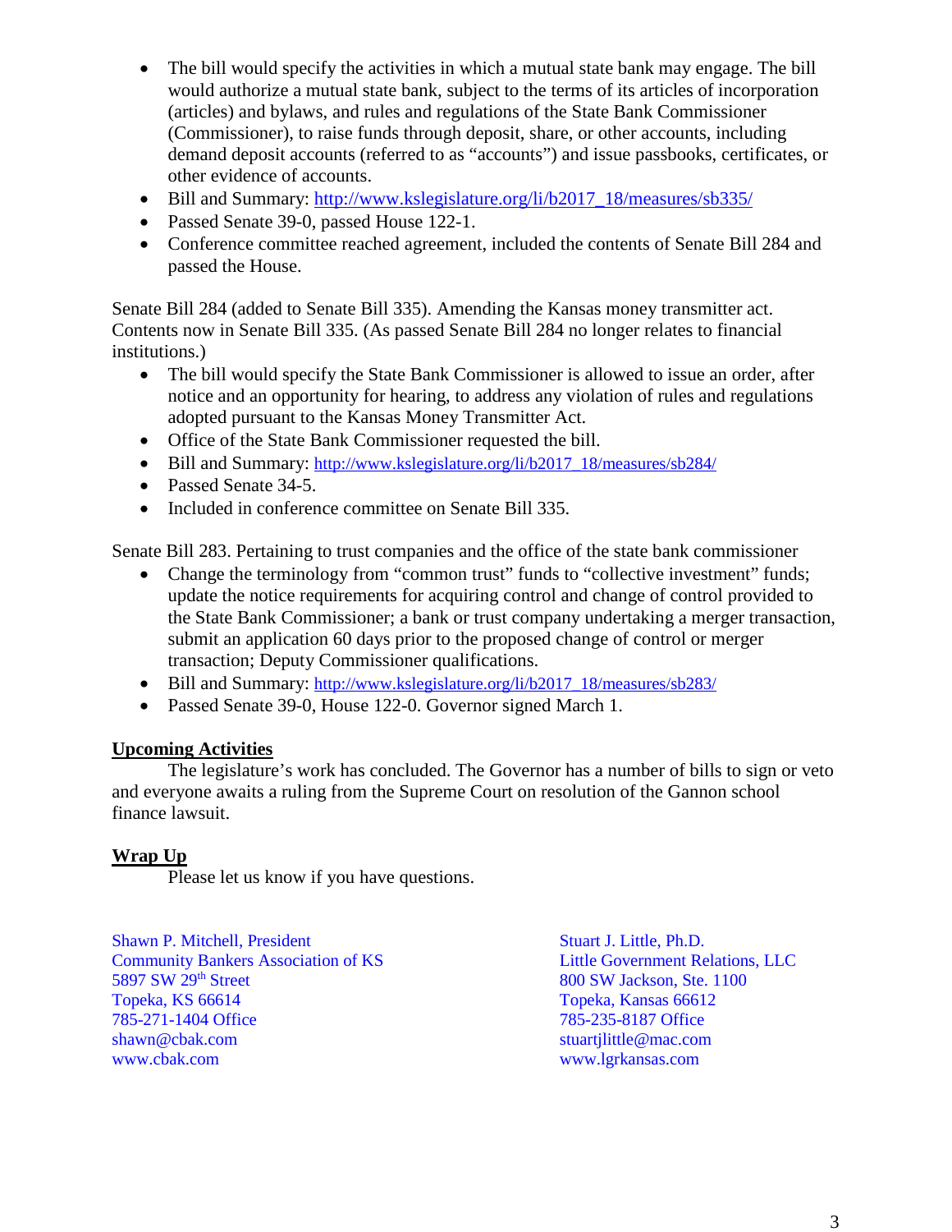- The bill would specify the activities in which a mutual state bank may engage. The bill would authorize a mutual state bank, subject to the terms of its articles of incorporation (articles) and bylaws, and rules and regulations of the State Bank Commissioner (Commissioner), to raise funds through deposit, share, or other accounts, including demand deposit accounts (referred to as "accounts") and issue passbooks, certificates, or other evidence of accounts.
- Bill and Summary: http://www.kslegislature.org/li/b2017_18/measures/sb335/
- Passed Senate 39-0, passed House 122-1.
- Conference committee reached agreement, included the contents of Senate Bill 284 and passed the House.

Senate Bill 284 (added to Senate Bill 335). Amending the Kansas money transmitter act. Contents now in Senate Bill 335. (As passed Senate Bill 284 no longer relates to financial institutions.)

- The bill would specify the State Bank Commissioner is allowed to issue an order, after notice and an opportunity for hearing, to address any violation of rules and regulations adopted pursuant to the Kansas Money Transmitter Act.
- Office of the State Bank Commissioner requested the bill.
- Bill and Summary: http://www.kslegislature.org/li/b2017_18/measures/sb284/
- Passed Senate 34-5.
- Included in conference committee on Senate Bill 335.

Senate Bill 283. Pertaining to trust companies and the office of the state bank commissioner

- Change the terminology from "common trust" funds to "collective investment" funds; update the notice requirements for acquiring control and change of control provided to the State Bank Commissioner; a bank or trust company undertaking a merger transaction, submit an application 60 days prior to the proposed change of control or merger transaction; Deputy Commissioner qualifications.
- Bill and Summary: http://www.kslegislature.org/li/b2017_18/measures/sb283/
- Passed Senate 39-0, House 122-0. Governor signed March 1.

## Upcoming Activities

The legislature's work has concluded. The Governor has a number of bills to sign or veto and everyone awaits a ruling from the Supreme Court on resolution of the Gannon school finance lawsuit.

## Wrap Up

Please let us know if you have questions.

Shawn P. Mitchell, President
Community Bankers Association of KS
5897 SW 29th Street
Topeka, KS 66614
785-271-1404 Office
shawn@cbak.com
www.cbak.com

Stuart J. Little, Ph.D.
Little Government Relations, LLC
800 SW Jackson, Ste. 1100
Topeka, Kansas 66612
785-235-8187 Office
stuartjlittle@mac.com
www.lgrkansas.com